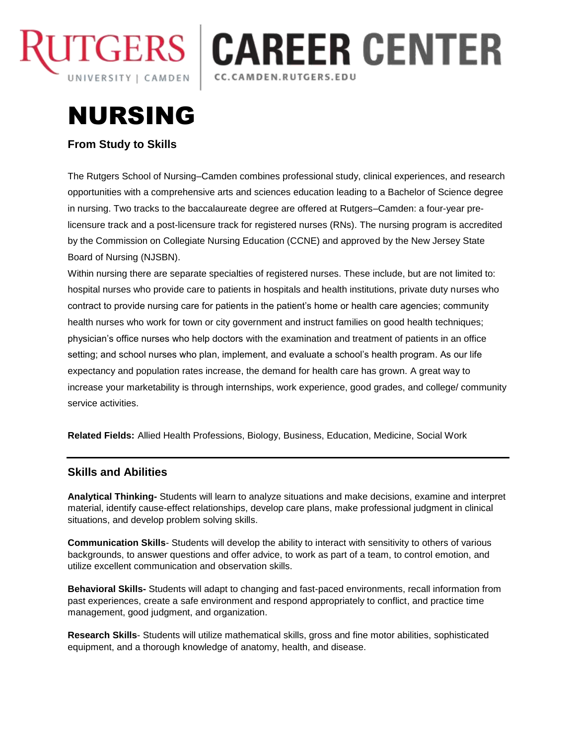RUTGERS UNIVERSITY | CAMDEN | CAREER CENTER CC.CAMDEN.RUTGERS.EDU

# NURSING

### From Study to Skills

The Rutgers School of Nursing–Camden combines professional study, clinical experiences, and research opportunities with a comprehensive arts and sciences education leading to a Bachelor of Science degree in nursing. Two tracks to the baccalaureate degree are offered at Rutgers–Camden: a four-year pre-licensure track and a post-licensure track for registered nurses (RNs). The nursing program is accredited by the Commission on Collegiate Nursing Education (CCNE) and approved by the New Jersey State Board of Nursing (NJSBN).

Within nursing there are separate specialties of registered nurses. These include, but are not limited to: hospital nurses who provide care to patients in hospitals and health institutions, private duty nurses who contract to provide nursing care for patients in the patient's home or health care agencies; community health nurses who work for town or city government and instruct families on good health techniques; physician's office nurses who help doctors with the examination and treatment of patients in an office setting; and school nurses who plan, implement, and evaluate a school's health program. As our life expectancy and population rates increase, the demand for health care has grown. A great way to increase your marketability is through internships, work experience, good grades, and college/ community service activities.

**Related Fields:** Allied Health Professions, Biology, Business, Education, Medicine, Social Work

---

## Skills and Abilities

**Analytical Thinking-** Students will learn to analyze situations and make decisions, examine and interpret material, identify cause-effect relationships, develop care plans, make professional judgment in clinical situations, and develop problem solving skills.

**Communication Skills**- Students will develop the ability to interact with sensitivity to others of various backgrounds, to answer questions and offer advice, to work as part of a team, to control emotion, and utilize excellent communication and observation skills.

**Behavioral Skills-** Students will adapt to changing and fast-paced environments, recall information from past experiences, create a safe environment and respond appropriately to conflict, and practice time management, good judgment, and organization.

**Research Skills**- Students will utilize mathematical skills, gross and fine motor abilities, sophisticated equipment, and a thorough knowledge of anatomy, health, and disease.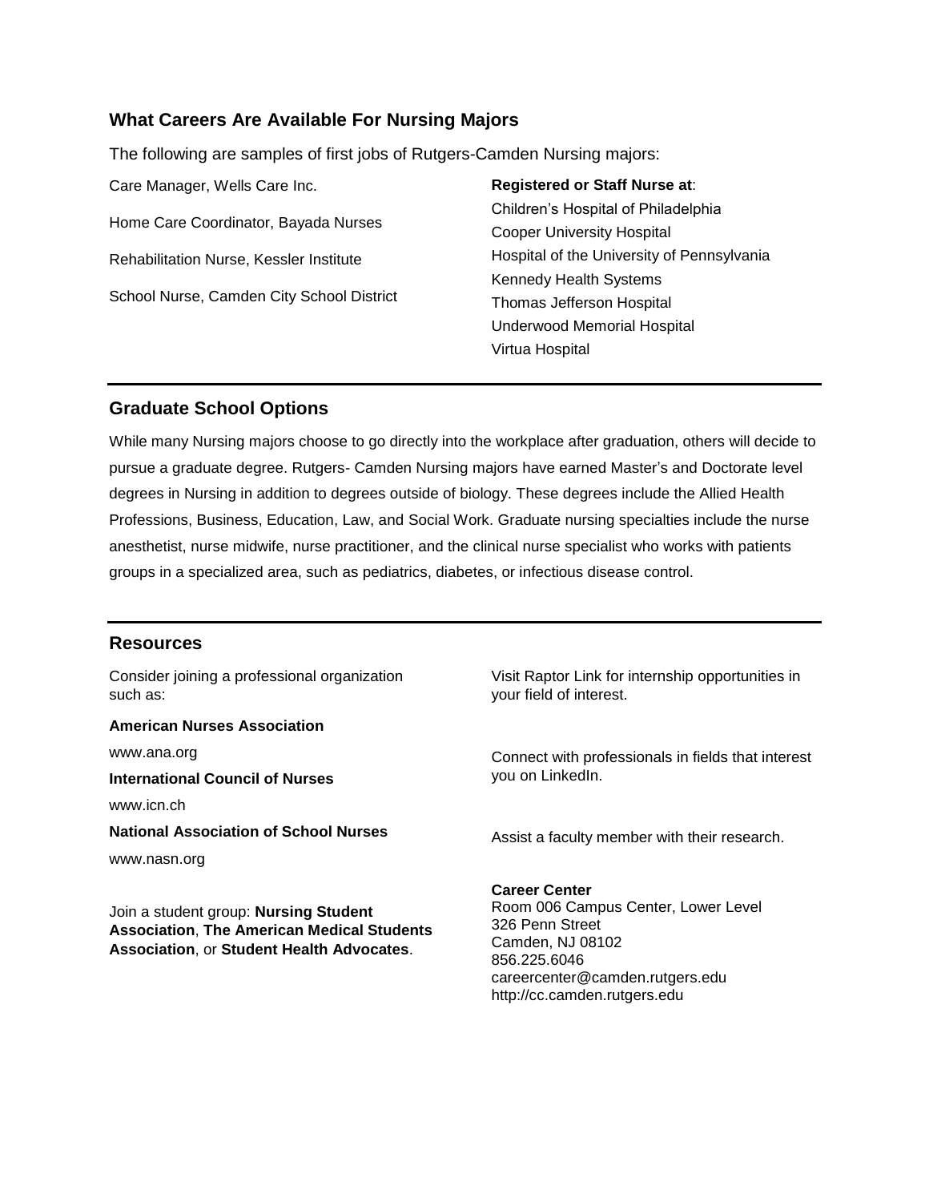## What Careers Are Available For Nursing Majors

The following are samples of first jobs of Rutgers-Camden Nursing majors:

Care Manager, Wells Care Inc.

Home Care Coordinator, Bayada Nurses

Rehabilitation Nurse, Kessler Institute

School Nurse, Camden City School District

**Registered or Staff Nurse at**:

Children's Hospital of Philadelphia
Cooper University Hospital
Hospital of the University of Pennsylvania
Kennedy Health Systems
Thomas Jefferson Hospital
Underwood Memorial Hospital
Virtua Hospital

## Graduate School Options

While many Nursing majors choose to go directly into the workplace after graduation, others will decide to pursue a graduate degree. Rutgers- Camden Nursing majors have earned Master's and Doctorate level degrees in Nursing in addition to degrees outside of biology. These degrees include the Allied Health Professions, Business, Education, Law, and Social Work. Graduate nursing specialties include the nurse anesthetist, nurse midwife, nurse practitioner, and the clinical nurse specialist who works with patients groups in a specialized area, such as pediatrics, diabetes, or infectious disease control.

## Resources

Consider joining a professional organization such as:

**American Nurses Association**

www.ana.org

**International Council of Nurses**

www.icn.ch

**National Association of School Nurses**

www.nasn.org

Join a student group: **Nursing Student Association**, **The American Medical Students Association**, or **Student Health Advocates**.

Visit Raptor Link for internship opportunities in your field of interest.

Connect with professionals in fields that interest you on LinkedIn.

Assist a faculty member with their research.

**Career Center**
Room 006 Campus Center, Lower Level
326 Penn Street
Camden, NJ 08102
856.225.6046
careercenter@camden.rutgers.edu
http://cc.camden.rutgers.edu